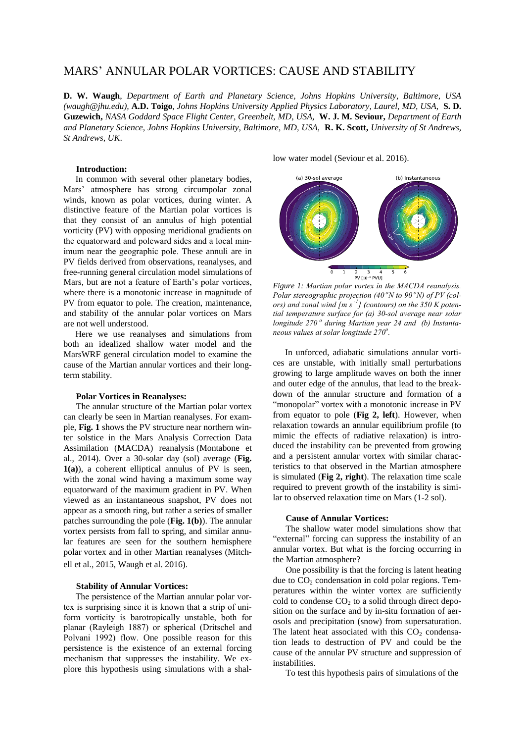# MARS' ANNULAR POLAR VORTICES: CAUSE AND STABILITY

**D. W. Waugh**, *Department of Earth and Planetary Science, Johns Hopkins University, Baltimore, USA (waugh@jhu.edu),* **A.D. Toigo**, *Johns Hopkins University Applied Physics Laboratory, Laurel, MD, USA,* **S. D. Guzewich,** *NASA Goddard Space Flight Center, Greenbelt, MD, USA,* **W. J. M. Seviour,** *Department of Earth and Planetary Science, Johns Hopkins University, Baltimore, MD, USA,* **R. K. Scott,** *University of St Andrews, St Andrews, UK*.

**Introduction:**

In common with several other planetary bodies, Mars' atmosphere has strong circumpolar zonal winds, known as polar vortices, during winter. A distinctive feature of the Martian polar vortices is that they consist of an annulus of high potential vorticity (PV) with opposing meridional gradients on the equatorward and poleward sides and a local minimum near the geographic pole. These annuli are in PV fields derived from observations, reanalyses, and free-running general circulation model simulations of Mars, but are not a feature of Earth's polar vortices, where there is a monotonic increase in magnitude of PV from equator to pole. The creation, maintenance, and stability of the annular polar vortices on Mars are not well understood.

Here we use reanalyses and simulations from both an idealized shallow water model and the MarsWRF general circulation model to examine the cause of the Martian annular vortices and their long-term stability.

**Polar Vortices in Reanalyses:**

The annular structure of the Martian polar vortex can clearly be seen in Martian reanalyses. For example, **Fig. 1** shows the PV structure near northern winter solstice in the Mars Analysis Correction Data Assimilation (MACDA) reanalysis (Montabone et al., 2014). Over a 30-solar day (sol) average (**Fig. 1(a)**), a coherent elliptical annulus of PV is seen, with the zonal wind having a maximum some way equatorward of the maximum gradient in PV. When viewed as an instantaneous snapshot, PV does not appear as a smooth ring, but rather a series of smaller patches surrounding the pole (**Fig. 1(b)**). The annular vortex persists from fall to spring, and similar annular features are seen for the southern hemisphere polar vortex and in other Martian reanalyses (Mitchell et al., 2015, Waugh et al. 2016).

**Stability of Annular Vortices:**

The persistence of the Martian annular polar vortex is surprising since it is known that a strip of uniform vorticity is barotropically unstable, both for planar (Rayleigh 1887) or spherical (Dritschel and Polvani 1992) flow. One possible reason for this persistence is the existence of an external forcing mechanism that suppresses the instability. We explore this hypothesis using simulations with a shallow water model (Seviour et al. 2016).

*Figure 1: Martian polar vortex in the MACDA reanalysis. Polar stereographic projection (40 °N to 90 °N) of PV (colors) and zonal wind [m s$^{-1}$] (contours) on the 350 K potential temperature surface for (a) 30-sol average near solar longitude 270 ° during Martian year 24 and (b) Instantaneous values at solar longitude 270°.*

In unforced, adiabatic simulations annular vortices are unstable, with initially small perturbations growing to large amplitude waves on both the inner and outer edge of the annulus, that lead to the breakdown of the annular structure and formation of a "monopolar" vortex with a monotonic increase in PV from equator to pole (**Fig 2, left**). However, when relaxation towards an annular equilibrium profile (to mimic the effects of radiative relaxation) is introduced the instability can be prevented from growing and a persistent annular vortex with similar characteristics to that observed in the Martian atmosphere is simulated (**Fig 2, right**). The relaxation time scale required to prevent growth of the instability is similar to observed relaxation time on Mars (1-2 sol).

**Cause of Annular Vortices:**

The shallow water model simulations show that "external" forcing can suppress the instability of an annular vortex. But what is the forcing occurring in the Martian atmosphere?

One possibility is that the forcing is latent heating due to $CO_2$ condensation in cold polar regions. Temperatures within the winter vortex are sufficiently cold to condense $CO_2$ to a solid through direct deposition on the surface and by in-situ formation of aerosols and precipitation (snow) from supersaturation. The latent heat associated with this $CO_2$ condensation leads to destruction of PV and could be the cause of the annular PV structure and suppression of instabilities.

To test this hypothesis pairs of simulations of the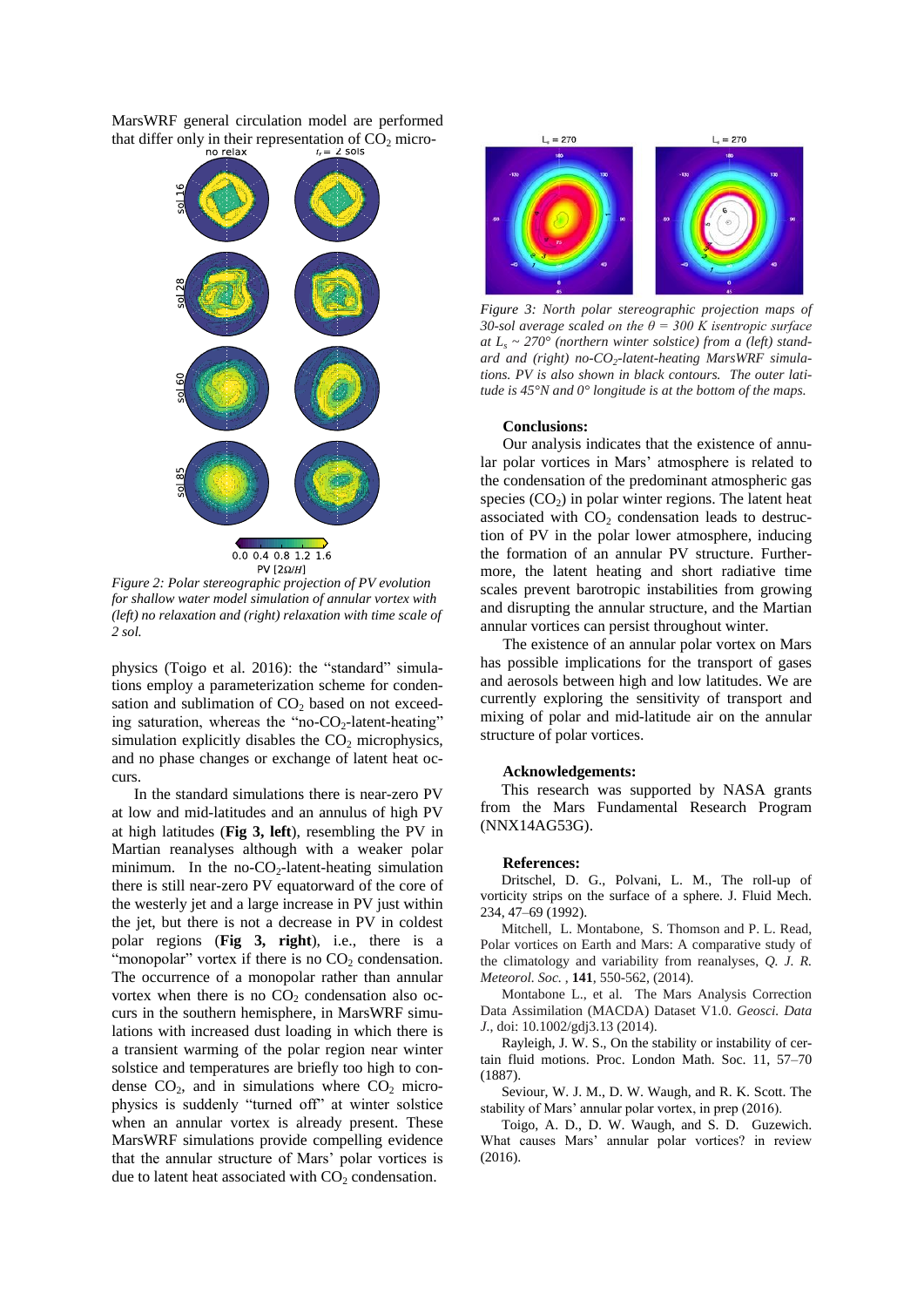MarsWRF general circulation model are performed that differ only in their representation of $CO_2$ micro-

Figure 2: Polar stereographic projection of PV evolution for shallow water model simulation of annular vortex with (left) no relaxation and (right) relaxation with time scale of 2 sol.

physics (Toigo et al. 2016): the "standard" simulations employ a parameterization scheme for condensation and sublimation of $CO_2$ based on not exceeding saturation, whereas the "no-$CO_2$-latent-heating" simulation explicitly disables the $CO_2$ microphysics, and no phase changes or exchange of latent heat occurs.

In the standard simulations there is near-zero PV at low and mid-latitudes and an annulus of high PV at high latitudes (**Fig 3, left**), resembling the PV in Martian reanalyses although with a weaker polar minimum. In the no-$CO_2$-latent-heating simulation there is still near-zero PV equatorward of the core of the westerly jet and a large increase in PV just within the jet, but there is not a decrease in PV in coldest polar regions (**Fig 3, right**), i.e., there is a "monopolar" vortex if there is no $CO_2$ condensation. The occurrence of a monopolar rather than annular vortex when there is no $CO_2$ condensation also occurs in the southern hemisphere, in MarsWRF simulations with increased dust loading in which there is a transient warming of the polar region near winter solstice and temperatures are briefly too high to condense $CO_2$, and in simulations where $CO_2$ microphysics is suddenly "turned off" at winter solstice when an annular vortex is already present. These MarsWRF simulations provide compelling evidence that the annular structure of Mars' polar vortices is due to latent heat associated with $CO_2$ condensation.

*Figure 3: North polar stereographic projection maps of 30-sol average scaled on the $\theta$ = 300 K isentropic surface at $L_s$ ~ 270° (northern winter solstice) from a (left) standard and (right) no-$CO_2$-latent-heating MarsWRF simulations. PV is also shown in black contours. The outer latitude is 45°N and 0° longitude is at the bottom of the maps.*

**Conclusions:**

Our analysis indicates that the existence of annular polar vortices in Mars' atmosphere is related to the condensation of the predominant atmospheric gas species ($CO_2$) in polar winter regions. The latent heat associated with $CO_2$ condensation leads to destruction of PV in the polar lower atmosphere, inducing the formation of an annular PV structure. Furthermore, the latent heating and short radiative time scales prevent barotropic instabilities from growing and disrupting the annular structure, and the Martian annular vortices can persist throughout winter.

The existence of an annular polar vortex on Mars has possible implications for the transport of gases and aerosols between high and low latitudes. We are currently exploring the sensitivity of transport and mixing of polar and mid-latitude air on the annular structure of polar vortices.

**Acknowledgements:**

This research was supported by NASA grants from the Mars Fundamental Research Program (NNX14AG53G).

**References:**

Dritschel, D. G., Polvani, L. M., The roll-up of vorticity strips on the surface of a sphere. J. Fluid Mech. 234, 47–69 (1992).

Mitchell, L. Montabone, S. Thomson and P. L. Read, Polar vortices on Earth and Mars: A comparative study of the climatology and variability from reanalyses, *Q. J. R. Meteorol. Soc.* , **141**, 550-562, (2014).

Montabone L., et al. The Mars Analysis Correction Data Assimilation (MACDA) Dataset V1.0. *Geosci. Data J.*, doi: 10.1002/gdj3.13 (2014).

Rayleigh, J. W. S., On the stability or instability of certain fluid motions. Proc. London Math. Soc. 11, 57–70 (1887).

Seviour, W. J. M., D. W. Waugh, and R. K. Scott. The stability of Mars' annular polar vortex, in prep (2016).

Toigo, A. D., D. W. Waugh, and S. D. Guzewich. What causes Mars' annular polar vortices? in review (2016).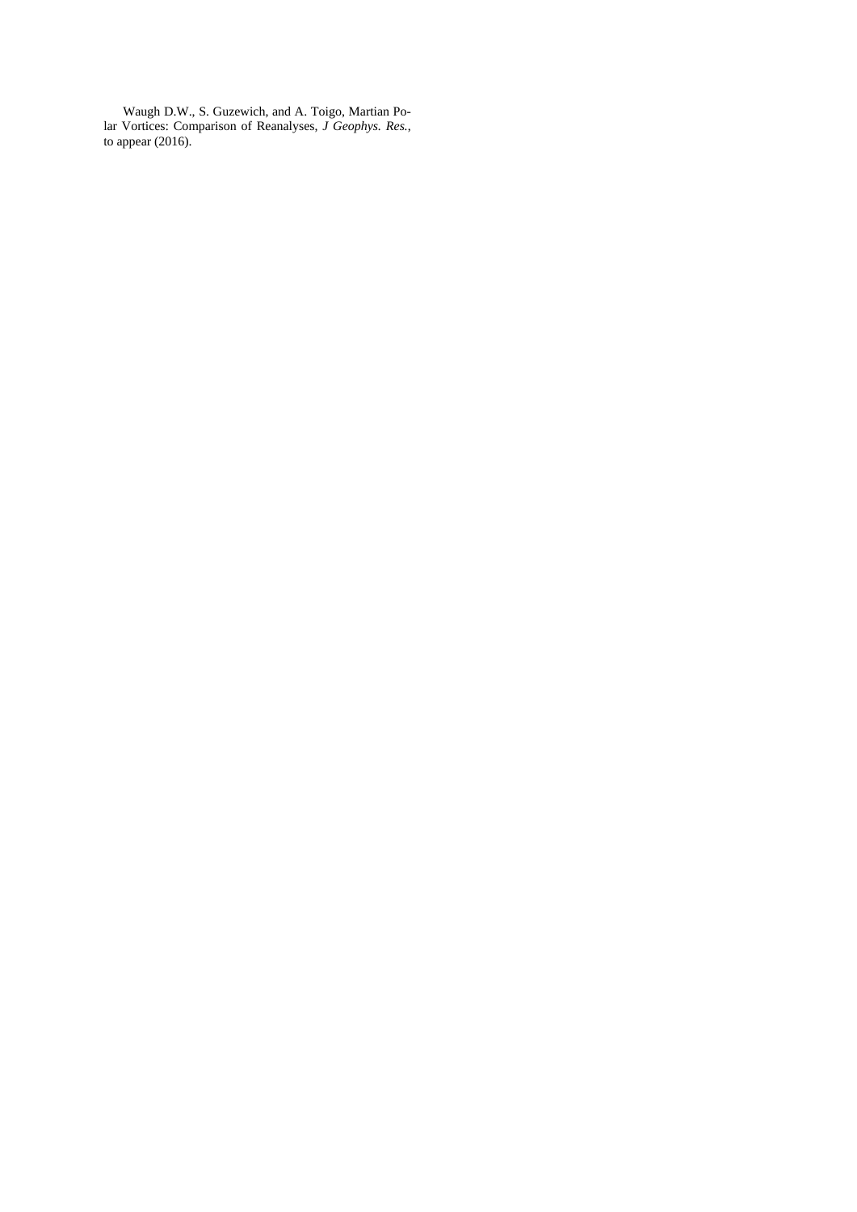Waugh D.W., S. Guzewich, and A. Toigo, Martian Polar Vortices: Comparison of Reanalyses, *J Geophys. Res.*, to appear (2016).